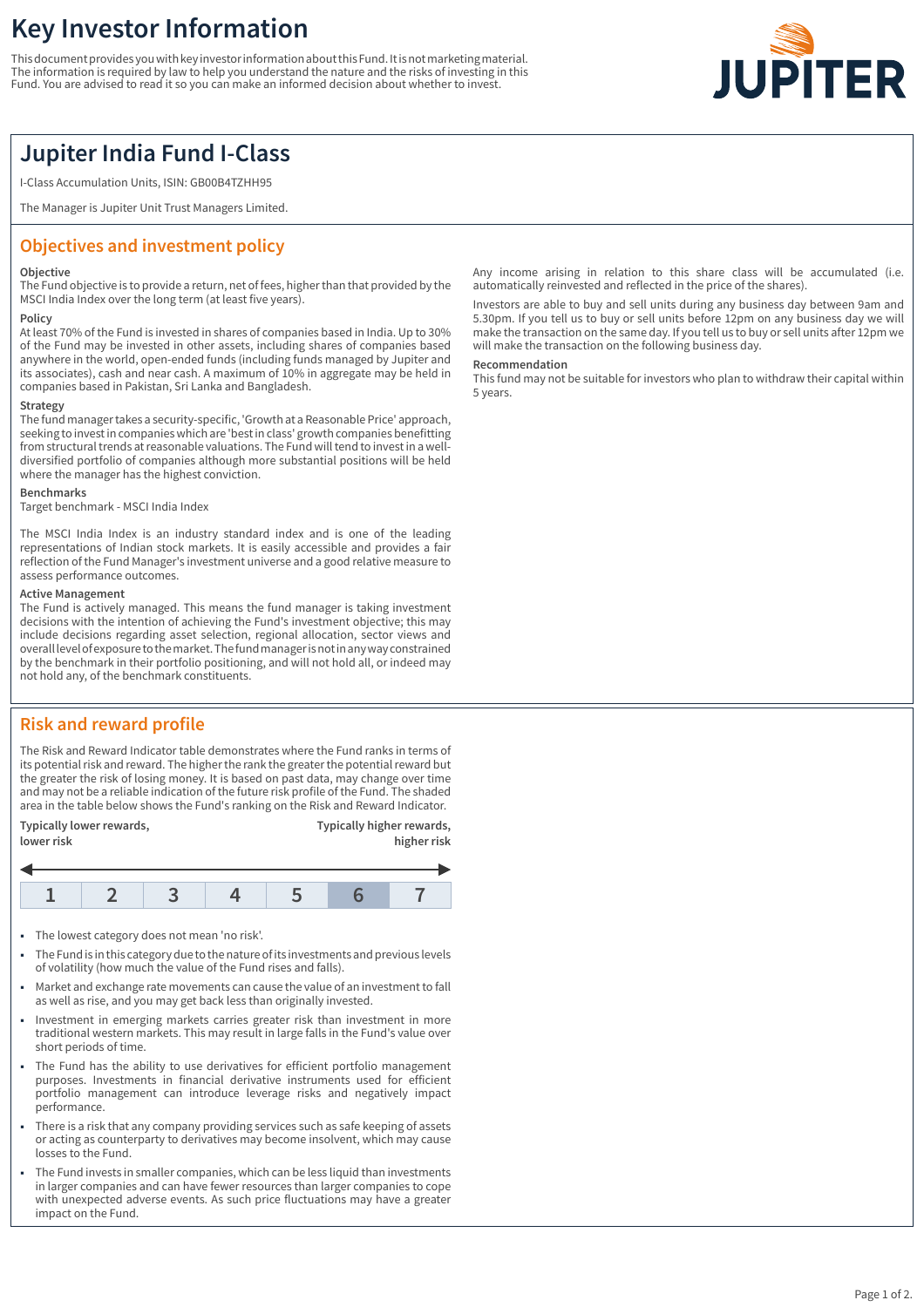# Key Investor Information

This document provides you with key investor information about this Fund. It is not marketing material. The information is required by law to help you understand the nature and the risks of investing in this Fund. You are advised to read it so you can make an informed decision about whether to invest.

JUPITER

## Jupiter India Fund I-Class

I-Class Accumulation Units, ISIN: GB00B4TZHH95

The Manager is Jupiter Unit Trust Managers Limited.

## Objectives and investment policy

**Objective**
The Fund objective is to provide a return, net of fees, higher than that provided by the MSCI India Index over the long term (at least five years).

**Policy**
At least 70% of the Fund is invested in shares of companies based in India. Up to 30% of the Fund may be invested in other assets, including shares of companies based anywhere in the world, open-ended funds (including funds managed by Jupiter and its associates), cash and near cash. A maximum of 10% in aggregate may be held in companies based in Pakistan, Sri Lanka and Bangladesh.

**Strategy**
The fund manager takes a security-specific, 'Growth at a Reasonable Price' approach, seeking to invest in companies which are 'best in class' growth companies benefitting from structural trends at reasonable valuations. The Fund will tend to invest in a well-diversified portfolio of companies although more substantial positions will be held where the manager has the highest conviction.

**Benchmarks**
Target benchmark - MSCI India Index

The MSCI India Index is an industry standard index and is one of the leading representations of Indian stock markets. It is easily accessible and provides a fair reflection of the Fund Manager's investment universe and a good relative measure to assess performance outcomes.

**Active Management**
The Fund is actively managed. This means the fund manager is taking investment decisions with the intention of achieving the Fund's investment objective; this may include decisions regarding asset selection, regional allocation, sector views and overall level of exposure to the market. The fund manager is not in any way constrained by the benchmark in their portfolio positioning, and will not hold all, or indeed may not hold any, of the benchmark constituents.

Any income arising in relation to this share class will be accumulated (i.e. automatically reinvested and reflected in the price of the shares).

Investors are able to buy and sell units during any business day between 9am and 5.30pm. If you tell us to buy or sell units before 12pm on any business day we will make the transaction on the same day. If you tell us to buy or sell units after 12pm we will make the transaction on the following business day.

**Recommendation**
This fund may not be suitable for investors who plan to withdraw their capital within 5 years.

## Risk and reward profile

The Risk and Reward Indicator table demonstrates where the Fund ranks in terms of its potential risk and reward. The higher the rank the greater the potential reward but the greater the risk of losing money. It is based on past data, may change over time and may not be a reliable indication of the future risk profile of the Fund. The shaded area in the table below shows the Fund's ranking on the Risk and Reward Indicator.

| Typically lower rewards, lower risk | | | | | | Typically higher rewards, higher risk |
|---|---|---|---|---|---|---|
| 1 | 2 | 3 | 4 | 5 | **6** | 7 |

- The lowest category does not mean 'no risk'.
- The Fund is in this category due to the nature of its investments and previous levels of volatility (how much the value of the Fund rises and falls).
- Market and exchange rate movements can cause the value of an investment to fall as well as rise, and you may get back less than originally invested.
- Investment in emerging markets carries greater risk than investment in more traditional western markets. This may result in large falls in the Fund's value over short periods of time.
- The Fund has the ability to use derivatives for efficient portfolio management purposes. Investments in financial derivative instruments used for efficient portfolio management can introduce leverage risks and negatively impact performance.
- There is a risk that any company providing services such as safe keeping of assets or acting as counterparty to derivatives may become insolvent, which may cause losses to the Fund.
- The Fund invests in smaller companies, which can be less liquid than investments in larger companies and can have fewer resources than larger companies to cope with unexpected adverse events. As such price fluctuations may have a greater impact on the Fund.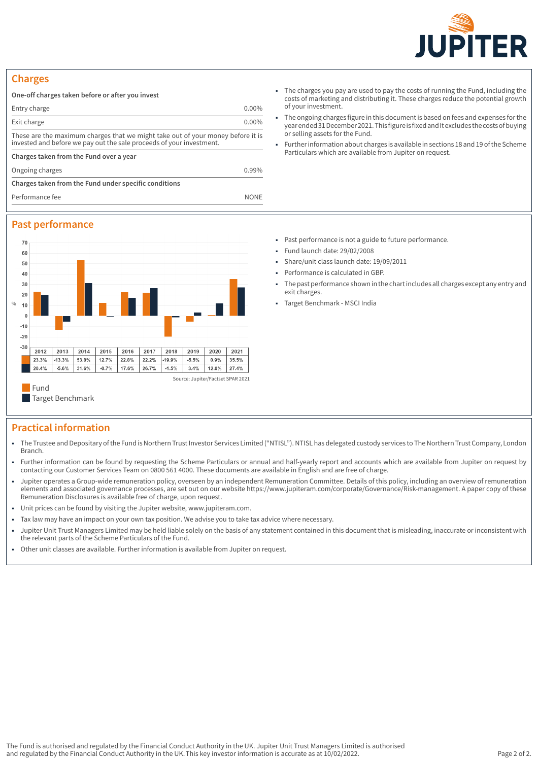## Charges

| One-off charges taken before or after you invest | |
|---|---|
| Entry charge | 0.00% |
| Exit charge | 0.00% |
| These are the maximum charges that we might take out of your money before it is invested and before we pay out the sale proceeds of your investment. | |
| **Charges taken from the Fund over a year** | |
| Ongoing charges | 0.99% |
| **Charges taken from the Fund under specific conditions** | |
| Performance fee | NONE |

- The charges you pay are used to pay the costs of running the Fund, including the costs of marketing and distributing it. These charges reduce the potential growth of your investment.
- The ongoing charges figure in this document is based on fees and expenses for the year ended 31 December 2021. This figure is fixed and It excludes the costs of buying or selling assets for the Fund.
- Further information about charges is available in sections 18 and 19 of the Scheme Particulars which are available from Jupiter on request.

## Past performance

70
60
50
40
30
20
10
%
0
-10
-20
-30

2012 2013 2014 2015 2016 2017 2018 2019 2020 2021

Fund: 23.3% -13.3% 53.8% 12.7% 22.8% 22.2% -19.9% -5.5% 0.9% 35.5%

Target Benchmark: 20.4% -5.6% 31.6% -0.7% 17.6% 26.7% -1.5% 3.4% 12.0% 27.4%

Source: Jupiter/Factset SPAR 2021

Fund

Target Benchmark

- Past performance is not a guide to future performance.
- Fund launch date: 29/02/2008
- Share/unit class launch date: 19/09/2011
- Performance is calculated in GBP.
- The past performance shown in the chart includes all charges except any entry and exit charges.
- Target Benchmark - MSCI India

## Practical information

- The Trustee and Depositary of the Fund is Northern Trust Investor Services Limited ("NTISL"). NTISL has delegated custody services to The Northern Trust Company, London Branch.
- Further information can be found by requesting the Scheme Particulars or annual and half-yearly report and accounts which are available from Jupiter on request by contacting our Customer Services Team on 0800 561 4000. These documents are available in English and are free of charge.
- Jupiter operates a Group-wide remuneration policy, overseen by an independent Remuneration Committee. Details of this policy, including an overview of remuneration elements and associated governance processes, are set out on our website https://www.jupiteram.com/corporate/Governance/Risk-management. A paper copy of these Remuneration Disclosures is available free of charge, upon request.
- Unit prices can be found by visiting the Jupiter website, www.jupiteram.com.
- Tax law may have an impact on your own tax position. We advise you to take tax advice where necessary.
- Jupiter Unit Trust Managers Limited may be held liable solely on the basis of any statement contained in this document that is misleading, inaccurate or inconsistent with the relevant parts of the Scheme Particulars of the Fund.
- Other unit classes are available. Further information is available from Jupiter on request.

The Fund is authorised and regulated by the Financial Conduct Authority in the UK. Jupiter Unit Trust Managers Limited is authorised and regulated by the Financial Conduct Authority in the UK. This key investor information is accurate as at 10/02/2022.